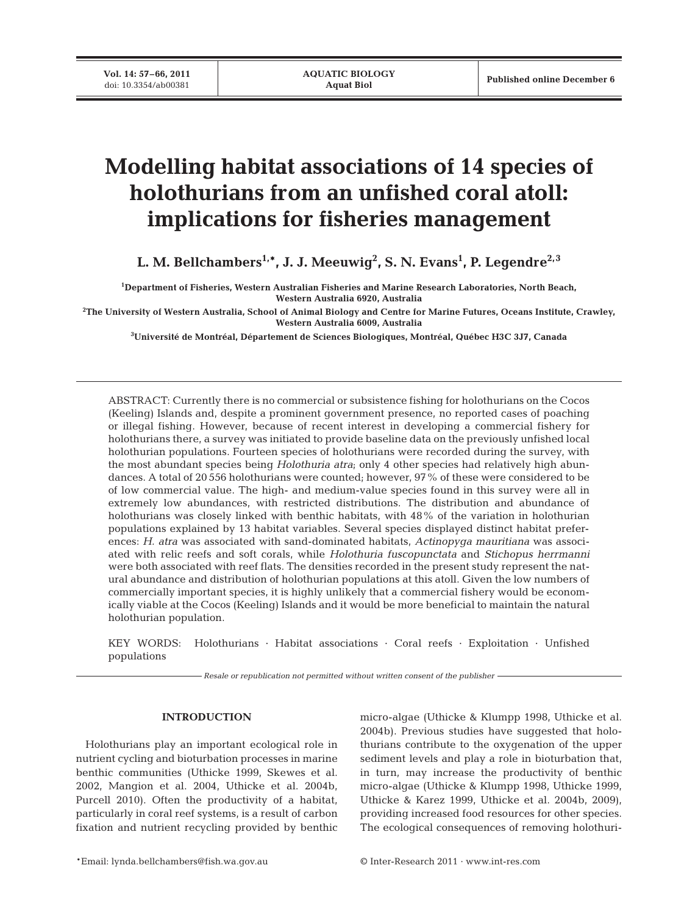# Modelling habitat associations of 14 species of holothurians from an unfished coral atoll: implications for fisheries management

**L. M. Bellchambers[1,*], J. J. Meeuwig[2], S. N. Evans[1], P. Legendre[2,3]**

[1]Department of Fisheries, Western Australian Fisheries and Marine Research Laboratories, North Beach, Western Australia 6920, Australia

[2]The University of Western Australia, School of Animal Biology and Centre for Marine Futures, Oceans Institute, Crawley, Western Australia 6009, Australia

[3]Université de Montréal, Département de Sciences Biologiques, Montréal, Québec H3C 3J7, Canada

ABSTRACT: Currently there is no commercial or subsistence fishing for holothurians on the Cocos (Keeling) Islands and, despite a prominent government presence, no reported cases of poaching or illegal fishing. However, because of recent interest in developing a commercial fishery for holothurians there, a survey was initiated to provide baseline data on the previously unfished local holothurian populations. Fourteen species of holothurians were recorded during the survey, with the most abundant species being *Holothuria atra*; only 4 other species had relatively high abundances. A total of 20 556 holothurians were counted; however, 97% of these were considered to be of low commercial value. The high- and medium-value species found in this survey were all in extremely low abundances, with restricted distributions. The distribution and abundance of holothurians was closely linked with benthic habitats, with 48% of the variation in holothurian populations explained by 13 habitat variables. Several species displayed distinct habitat preferences: *H. atra* was associated with sand-dominated habitats, *Actinopyga mauritiana* was associated with relic reefs and soft corals, while *Holothuria fuscopunctata* and *Stichopus herrmanni* were both associated with reef flats. The densities recorded in the present study represent the natural abundance and distribution of holothurian populations at this atoll. Given the low numbers of commercially important species, it is highly unlikely that a commercial fishery would be economically viable at the Cocos (Keeling) Islands and it would be more beneficial to maintain the natural holothurian population.

KEY WORDS: Holothurians · Habitat associations · Coral reefs · Exploitation · Unfished populations

*Resale or republication not permitted without written consent of the publisher*

## INTRODUCTION

Holothurians play an important ecological role in nutrient cycling and bioturbation processes in marine benthic communities (Uthicke 1999, Skewes et al. 2002, Mangion et al. 2004, Uthicke et al. 2004b, Purcell 2010). Often the productivity of a habitat, particularly in coral reef systems, is a result of carbon fixation and nutrient recycling provided by benthic micro-algae (Uthicke & Klumpp 1998, Uthicke et al. 2004b). Previous studies have suggested that holothurians contribute to the oxygenation of the upper sediment levels and play a role in bioturbation that, in turn, may increase the productivity of benthic micro-algae (Uthicke & Klumpp 1998, Uthicke 1999, Uthicke & Karez 1999, Uthicke et al. 2004b, 2009), providing increased food resources for other species. The ecological consequences of removing holothuri-

*Email: lynda.bellchambers@fish.wa.gov.au

© Inter-Research 2011 · www.int-res.com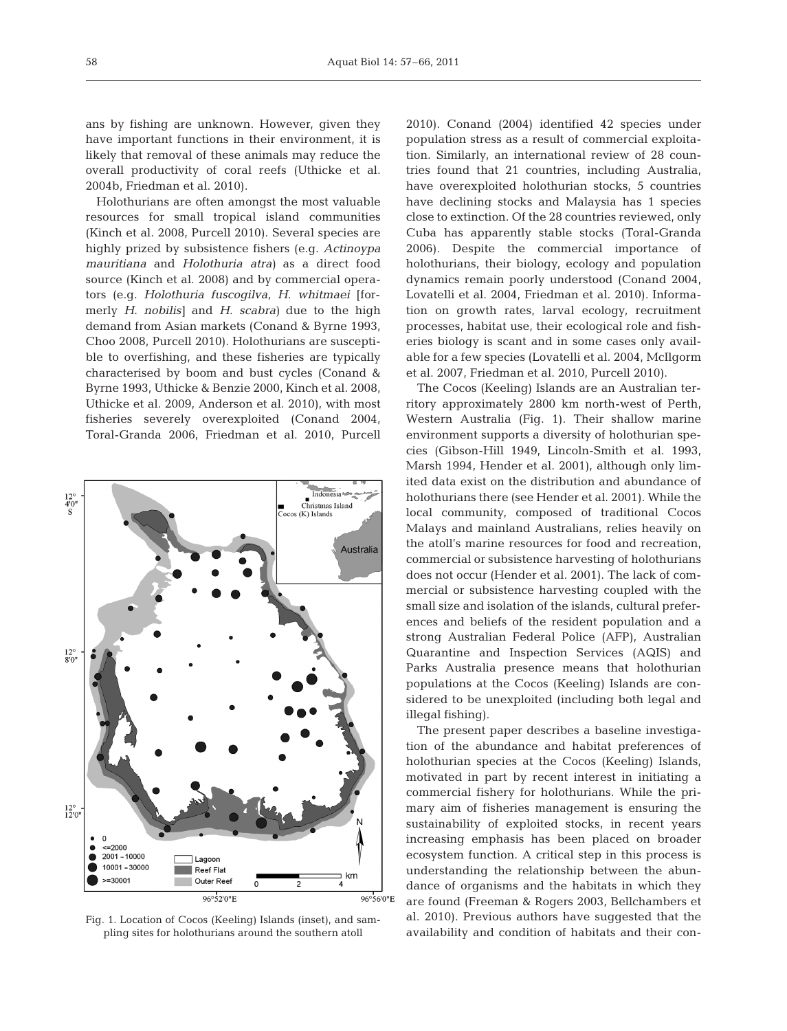ans by fishing are unknown. However, given they have important functions in their environment, it is likely that removal of these animals may reduce the overall productivity of coral reefs (Uthicke et al. 2004b, Friedman et al. 2010).

Holothurians are often amongst the most valuable resources for small tropical island communities (Kinch et al. 2008, Purcell 2010). Several species are highly prized by subsistence fishers (e.g. *Actinopyga mauritiana* and *Holothuria atra*) as a direct food source (Kinch et al. 2008) and by commercial operators (e.g. *Holothuria fuscogilva*, *H. whitmaei* [formerly *H. nobilis*] and *H. scabra*) due to the high demand from Asian markets (Conand & Byrne 1993, Choo 2008, Purcell 2010). Holothurians are susceptible to overfishing, and these fisheries are typically characterised by boom and bust cycles (Conand & Byrne 1993, Uthicke & Benzie 2000, Kinch et al. 2008, Uthicke et al. 2009, Anderson et al. 2010), with most fisheries severely overexploited (Conand 2004, Toral-Granda 2006, Friedman et al. 2010, Purcell 2010). Conand (2004) identified 42 species under population stress as a result of commercial exploitation. Similarly, an international review of 28 countries found that 21 countries, including Australia, have overexploited holothurian stocks, 5 countries have declining stocks and Malaysia has 1 species close to extinction. Of the 28 countries reviewed, only Cuba has apparently stable stocks (Toral-Granda 2006). Despite the commercial importance of holothurians, their biology, ecology and population dynamics remain poorly understood (Conand 2004, Lovatelli et al. 2004, Friedman et al. 2010). Information on growth rates, larval ecology, recruitment processes, habitat use, their ecological role and fisheries biology is scant and in some cases only available for a few species (Lovatelli et al. 2004, McIlgorm et al. 2007, Friedman et al. 2010, Purcell 2010).

Fig. 1. Location of Cocos (Keeling) Islands (inset), and sampling sites for holothurians around the southern atoll

The Cocos (Keeling) Islands are an Australian territory approximately 2800 km north-west of Perth, Western Australia (Fig. 1). Their shallow marine environment supports a diversity of holothurian species (Gibson-Hill 1949, Lincoln-Smith et al. 1993, Marsh 1994, Hender et al. 2001), although only limited data exist on the distribution and abundance of holothurians there (see Hender et al. 2001). While the local community, composed of traditional Cocos Malays and mainland Australians, relies heavily on the atoll's marine resources for food and recreation, commercial or subsistence harvesting of holothurians does not occur (Hender et al. 2001). The lack of commercial or subsistence harvesting coupled with the small size and isolation of the islands, cultural preferences and beliefs of the resident population and a strong Australian Federal Police (AFP), Australian Quarantine and Inspection Services (AQIS) and Parks Australia presence means that holothurian populations at the Cocos (Keeling) Islands are considered to be unexploited (including both legal and illegal fishing).

The present paper describes a baseline investigation of the abundance and habitat preferences of holothurian species at the Cocos (Keeling) Islands, motivated in part by recent interest in initiating a commercial fishery for holothurians. While the primary aim of fisheries management is ensuring the sustainability of exploited stocks, in recent years increasing emphasis has been placed on broader ecosystem function. A critical step in this process is understanding the relationship between the abundance of organisms and the habitats in which they are found (Freeman & Rogers 2003, Bellchambers et al. 2010). Previous authors have suggested that the availability and condition of habitats and their con-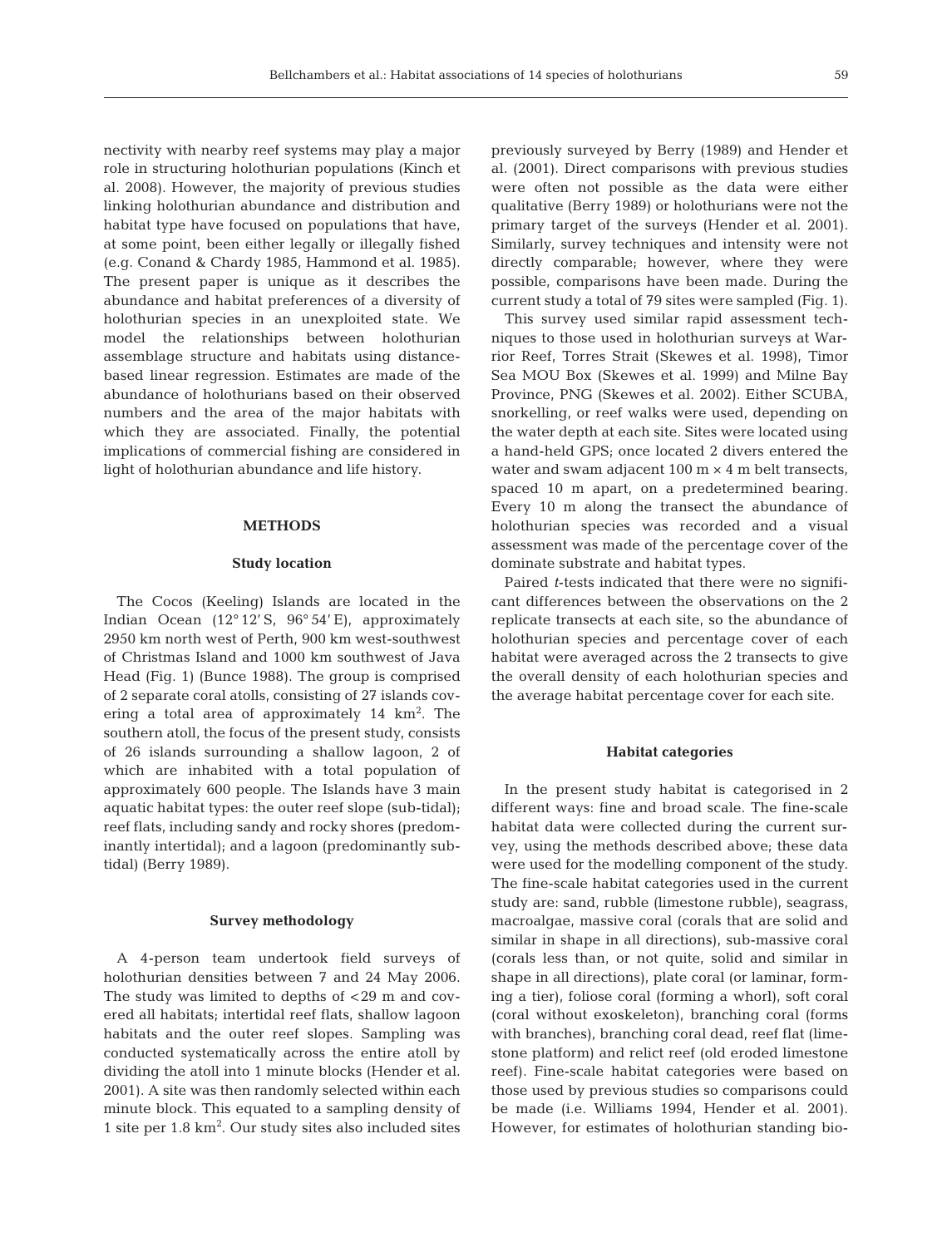nectivity with nearby reef systems may play a major role in structuring holothurian populations (Kinch et al. 2008). However, the majority of previous studies linking holothurian abundance and distribution and habitat type have focused on populations that have, at some point, been either legally or illegally fished (e.g. Conand & Chardy 1985, Hammond et al. 1985). The present paper is unique as it describes the abundance and habitat preferences of a diversity of holothurian species in an unexploited state. We model the relationships between holothurian assemblage structure and habitats using distance-based linear regression. Estimates are made of the abundance of holothurians based on their observed numbers and the area of the major habitats with which they are associated. Finally, the potential implications of commercial fishing are considered in light of holothurian abundance and life history.

## METHODS

### Study location

The Cocos (Keeling) Islands are located in the Indian Ocean (12° 12′ S, 96° 54′ E), approximately 2950 km north west of Perth, 900 km west-southwest of Christmas Island and 1000 km southwest of Java Head (Fig. 1) (Bunce 1988). The group is comprised of 2 separate coral atolls, consisting of 27 islands covering a total area of approximately 14 km$^2$. The southern atoll, the focus of the present study, consists of 26 islands surrounding a shallow lagoon, 2 of which are inhabited with a total population of approximately 600 people. The Islands have 3 main aquatic habitat types: the outer reef slope (sub-tidal); reef flats, including sandy and rocky shores (predominantly intertidal); and a lagoon (predominantly subtidal) (Berry 1989).

### Survey methodology

A 4-person team undertook field surveys of holothurian densities between 7 and 24 May 2006. The study was limited to depths of <29 m and covered all habitats; intertidal reef flats, shallow lagoon habitats and the outer reef slopes. Sampling was conducted systematically across the entire atoll by dividing the atoll into 1 minute blocks (Hender et al. 2001). A site was then randomly selected within each minute block. This equated to a sampling density of 1 site per 1.8 km$^2$. Our study sites also included sites previously surveyed by Berry (1989) and Hender et al. (2001). Direct comparisons with previous studies were often not possible as the data were either qualitative (Berry 1989) or holothurians were not the primary target of the surveys (Hender et al. 2001). Similarly, survey techniques and intensity were not directly comparable; however, where they were possible, comparisons have been made. During the current study a total of 79 sites were sampled (Fig. 1).

This survey used similar rapid assessment techniques to those used in holothurian surveys at Warrior Reef, Torres Strait (Skewes et al. 1998), Timor Sea MOU Box (Skewes et al. 1999) and Milne Bay Province, PNG (Skewes et al. 2002). Either SCUBA, snorkelling, or reef walks were used, depending on the water depth at each site. Sites were located using a hand-held GPS; once located 2 divers entered the water and swam adjacent 100 m × 4 m belt transects, spaced 10 m apart, on a predetermined bearing. Every 10 m along the transect the abundance of holothurian species was recorded and a visual assessment was made of the percentage cover of the dominate substrate and habitat types.

Paired *t*-tests indicated that there were no significant differences between the observations on the 2 replicate transects at each site, so the abundance of holothurian species and percentage cover of each habitat were averaged across the 2 transects to give the overall density of each holothurian species and the average habitat percentage cover for each site.

### Habitat categories

In the present study habitat is categorised in 2 different ways: fine and broad scale. The fine-scale habitat data were collected during the current survey, using the methods described above; these data were used for the modelling component of the study. The fine-scale habitat categories used in the current study are: sand, rubble (limestone rubble), seagrass, macroalgae, massive coral (corals that are solid and similar in shape in all directions), sub-massive coral (corals less than, or not quite, solid and similar in shape in all directions), plate coral (or laminar, forming a tier), foliose coral (forming a whorl), soft coral (coral without exoskeleton), branching coral (forms with branches), branching coral dead, reef flat (limestone platform) and relict reef (old eroded limestone reef). Fine-scale habitat categories were based on those used by previous studies so comparisons could be made (i.e. Williams 1994, Hender et al. 2001). However, for estimates of holothurian standing bio-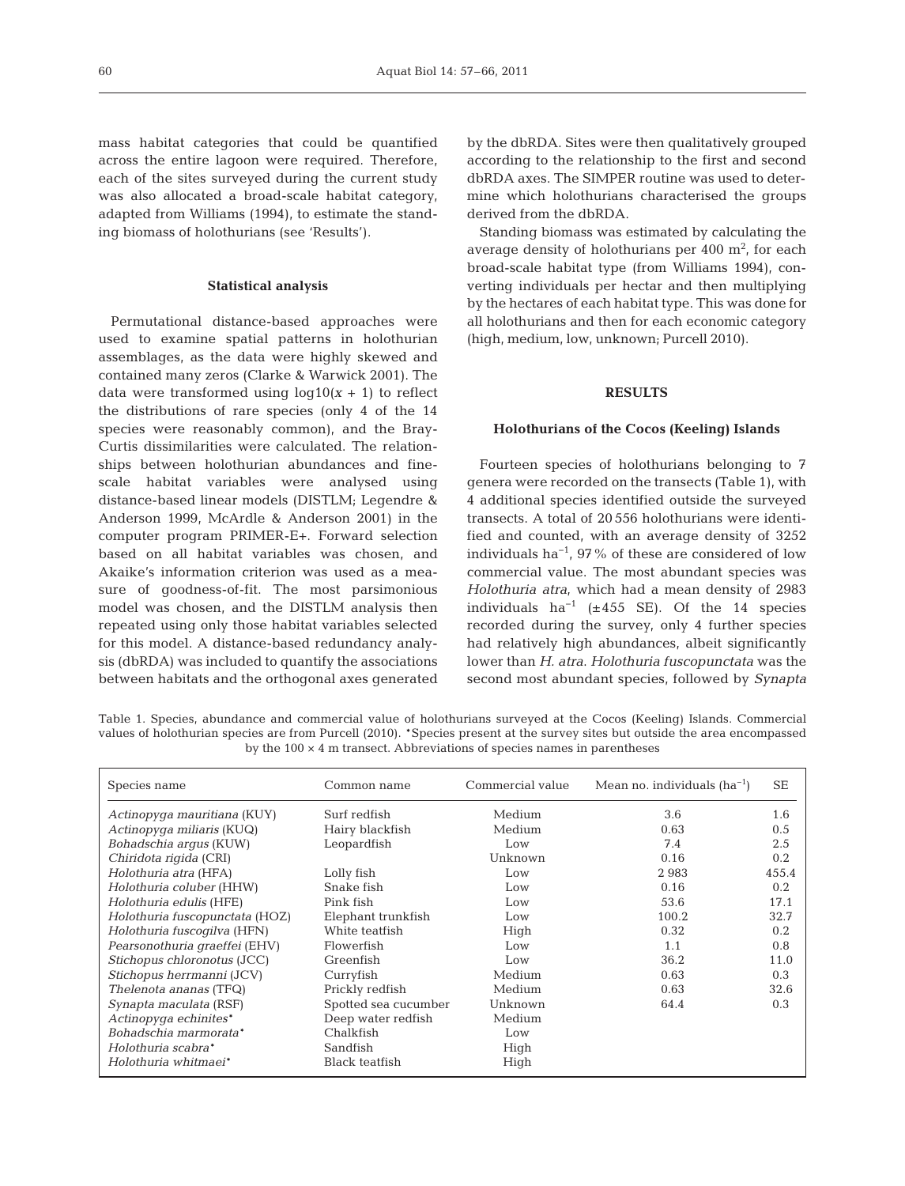mass habitat categories that could be quantified across the entire lagoon were required. Therefore, each of the sites surveyed during the current study was also allocated a broad-scale habitat category, adapted from Williams (1994), to estimate the standing biomass of holothurians (see 'Results').

### Statistical analysis

Permutational distance-based approaches were used to examine spatial patterns in holothurian assemblages, as the data were highly skewed and contained many zeros (Clarke & Warwick 2001). The data were transformed using $\log10(x + 1)$ to reflect the distributions of rare species (only 4 of the 14 species were reasonably common), and the Bray-Curtis dissimilarities were calculated. The relationships between holothurian abundances and fine-scale habitat variables were analysed using distance-based linear models (DISTLM; Legendre & Anderson 1999, McArdle & Anderson 2001) in the computer program PRIMER-E+. Forward selection based on all habitat variables was chosen, and Akaike's information criterion was used as a measure of goodness-of-fit. The most parsimonious model was chosen, and the DISTLM analysis then repeated using only those habitat variables selected for this model. A distance-based redundancy analysis (dbRDA) was included to quantify the associations between habitats and the orthogonal axes generated by the dbRDA. Sites were then qualitatively grouped according to the relationship to the first and second dbRDA axes. The SIMPER routine was used to determine which holothurians characterised the groups derived from the dbRDA.

Standing biomass was estimated by calculating the average density of holothurians per 400 $m^2$, for each broad-scale habitat type (from Williams 1994), converting individuals per hectar and then multiplying by the hectares of each habitat type. This was done for all holothurians and then for each economic category (high, medium, low, unknown; Purcell 2010).

## RESULTS

### Holothurians of the Cocos (Keeling) Islands

Fourteen species of holothurians belonging to 7 genera were recorded on the transects (Table 1), with 4 additional species identified outside the surveyed transects. A total of 20 556 holothurians were identified and counted, with an average density of 3252 individuals $ha^{-1}$, 97% of these are considered of low commercial value. The most abundant species was *Holothuria atra*, which had a mean density of 2983 individuals $ha^{-1}$ (±455 SE). Of the 14 species recorded during the survey, only 4 further species had relatively high abundances, albeit significantly lower than *H. atra*. *Holothuria fuscopunctata* was the second most abundant species, followed by *Synapta*

Table 1. Species, abundance and commercial value of holothurians surveyed at the Cocos (Keeling) Islands. Commercial values of holothurian species are from Purcell (2010). *Species present at the survey sites but outside the area encompassed by the 100 × 4 m transect. Abbreviations of species names in parentheses

| Species name | Common name | Commercial value | Mean no. individuals ($ha^{-1}$) | SE |
|---|---|---|---|---|
| *Actinopyga mauritiana* (KUY) | Surf redfish | Medium | 3.6 | 1.6 |
| *Actinopyga miliaris* (KUQ) | Hairy blackfish | Medium | 0.63 | 0.5 |
| *Bohadschia argus* (KUW) | Leopardfish | Low | 7.4 | 2.5 |
| *Chiridota rigida* (CRI) | | Unknown | 0.16 | 0.2 |
| *Holothuria atra* (HFA) | Lolly fish | Low | 2 983 | 455.4 |
| *Holothuria coluber* (HHW) | Snake fish | Low | 0.16 | 0.2 |
| *Holothuria edulis* (HFE) | Pink fish | Low | 53.6 | 17.1 |
| *Holothuria fuscopunctata* (HOZ) | Elephant trunkfish | Low | 100.2 | 32.7 |
| *Holothuria fuscogilva* (HFN) | White teatfish | High | 0.32 | 0.2 |
| *Pearsonothuria graeffei* (EHV) | Flowerfish | Low | 1.1 | 0.8 |
| *Stichopus chloronotus* (JCC) | Greenfish | Low | 36.2 | 11.0 |
| *Stichopus herrmanni* (JCV) | Curryfish | Medium | 0.63 | 0.3 |
| *Thelenota ananas* (TFQ) | Prickly redfish | Medium | 0.63 | 32.6 |
| *Synapta maculata* (RSF) | Spotted sea cucumber | Unknown | 64.4 | 0.3 |
| *Actinopyga echinites** | Deep water redfish | Medium | | |
| *Bohadschia marmorata** | Chalkfish | Low | | |
| *Holothuria scabra** | Sandfish | High | | |
| *Holothuria whitmaei** | Black teatfish | High | | |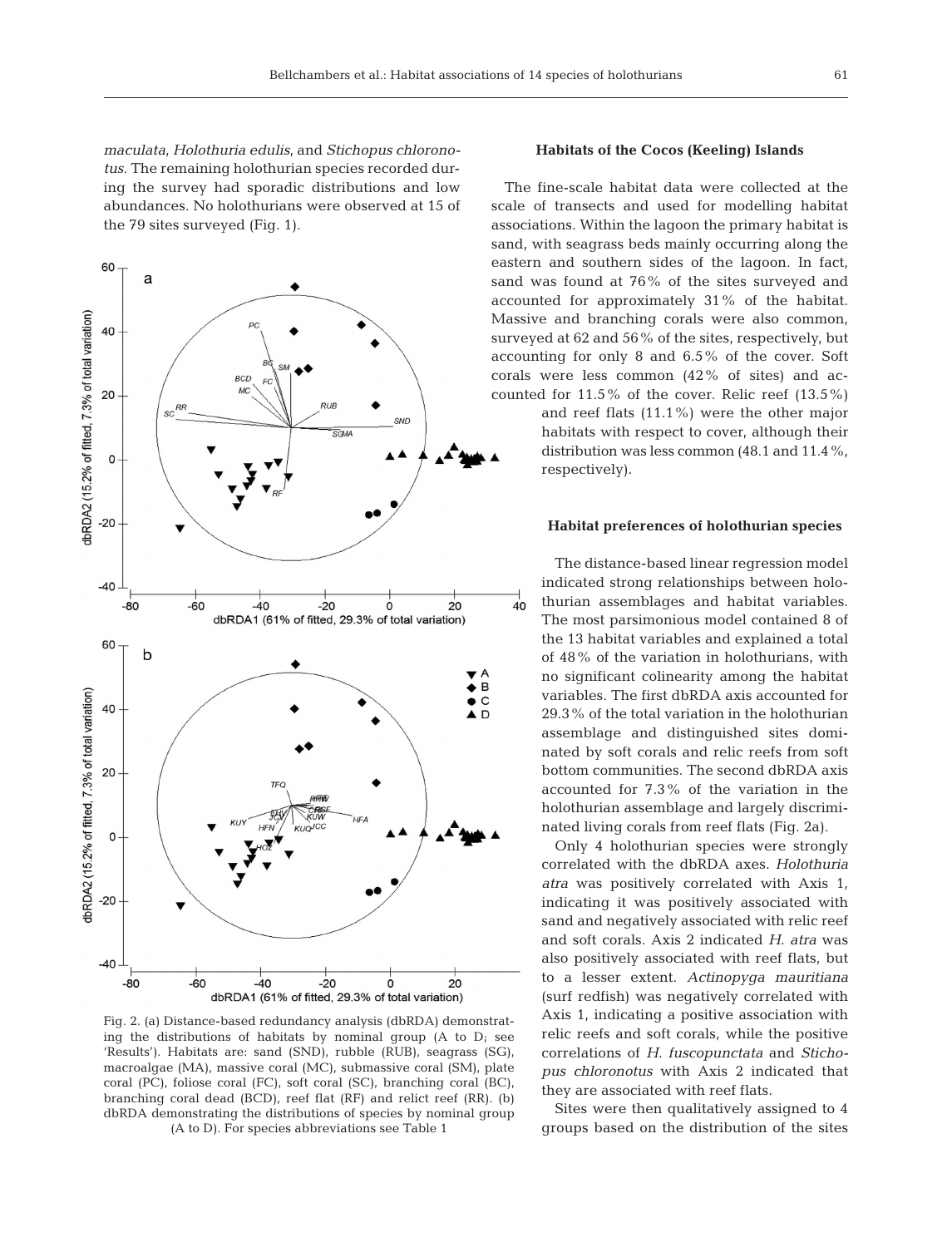*maculata*, *Holothuria edulis*, and *Stichopus chloronotus*. The remaining holothurian species recorded during the survey had sporadic distributions and low abundances. No holothurians were observed at 15 of the 79 sites surveyed (Fig. 1).

Fig. 2. (a) Distance-based redundancy analysis (dbRDA) demonstrating the distributions of habitats by nominal group (A to D; see 'Results'). Habitats are: sand (SND), rubble (RUB), seagrass (SG), macroalgae (MA), massive coral (MC), submassive coral (SM), plate coral (PC), foliose coral (FC), soft coral (SC), branching coral (BC), branching coral dead (BCD), reef flat (RF) and relict reef (RR). (b) dbRDA demonstrating the distributions of species by nominal group (A to D). For species abbreviations see Table 1

### Habitats of the Cocos (Keeling) Islands

The fine-scale habitat data were collected at the scale of transects and used for modelling habitat associations. Within the lagoon the primary habitat is sand, with seagrass beds mainly occurring along the eastern and southern sides of the lagoon. In fact, sand was found at 76% of the sites surveyed and accounted for approximately 31% of the habitat. Massive and branching corals were also common, surveyed at 62 and 56% of the sites, respectively, but accounting for only 8 and 6.5% of the cover. Soft corals were less common (42% of sites) and accounted for 11.5% of the cover. Relic reef (13.5%) and reef flats (11.1%) were the other major habitats with respect to cover, although their distribution was less common (48.1 and 11.4%, respectively).

### Habitat preferences of holothurian species

The distance-based linear regression model indicated strong relationships between holothurian assemblages and habitat variables. The most parsimonious model contained 8 of the 13 habitat variables and explained a total of 48% of the variation in holothurians, with no significant colinearity among the habitat variables. The first dbRDA axis accounted for 29.3% of the total variation in the holothurian assemblage and distinguished sites dominated by soft corals and relic reefs from soft bottom communities. The second dbRDA axis accounted for 7.3% of the variation in the holothurian assemblage and largely discriminated living corals from reef flats (Fig. 2a).

Only 4 holothurian species were strongly correlated with the dbRDA axes. *Holothuria atra* was positively correlated with Axis 1, indicating it was positively associated with sand and negatively associated with relic reef and soft corals. Axis 2 indicated *H. atra* was also positively associated with reef flats, but to a lesser extent. *Actinopyga mauritiana* (surf redfish) was negatively correlated with Axis 1, indicating a positive association with relic reefs and soft corals, while the positive correlations of *H. fuscopunctata* and *Stichopus chloronotus* with Axis 2 indicated that they are associated with reef flats.

Sites were then qualitatively assigned to 4 groups based on the distribution of the sites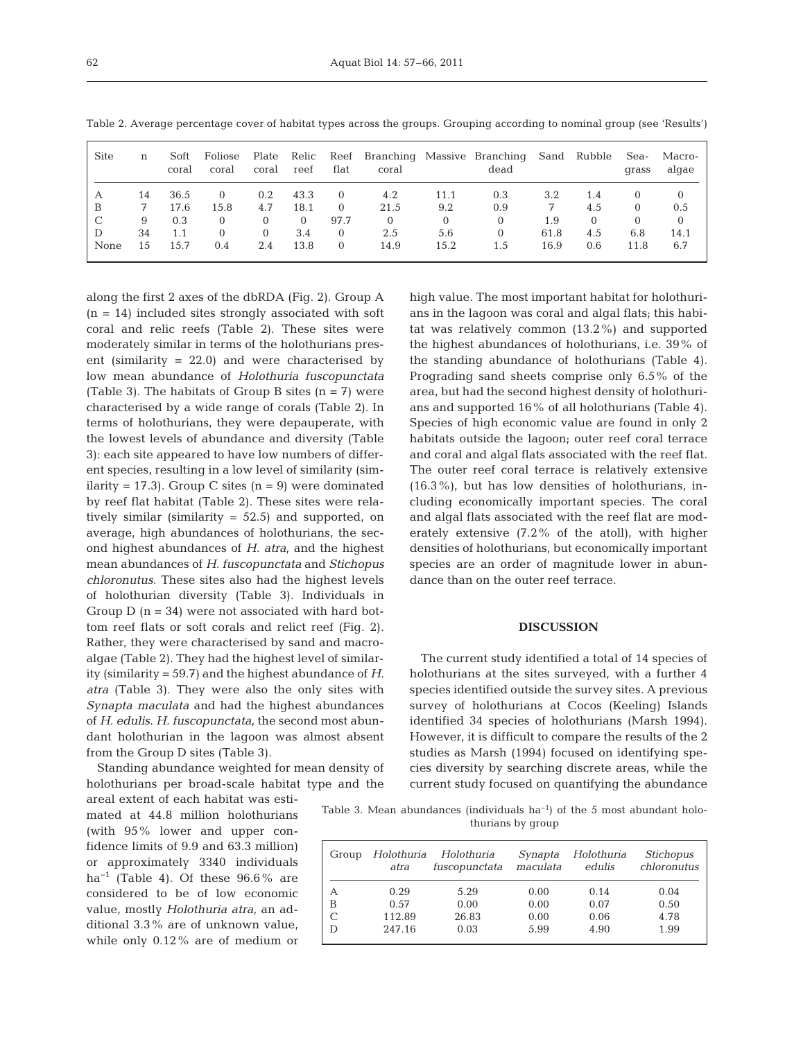Table 2. Average percentage cover of habitat types across the groups. Grouping according to nominal group (see 'Results')

| Site | n | Soft coral | Foliose coral | Plate coral | Relic reef | Reef flat | Branching coral | Massive | Branching dead | Sand | Rubble | Sea-grass | Macro-algae |
|---|---|---|---|---|---|---|---|---|---|---|---|---|---|
| A | 14 | 36.5 | 0 | 0.2 | 43.3 | 0 | 4.2 | 11.1 | 0.3 | 3.2 | 1.4 | 0 | 0 |
| B | 7 | 17.6 | 15.8 | 4.7 | 18.1 | 0 | 21.5 | 9.2 | 0.9 | 7 | 4.5 | 0 | 0.5 |
| C | 9 | 0.3 | 0 | 0 | 0 | 97.7 | 0 | 0 | 0 | 1.9 | 0 | 0 | 0 |
| D | 34 | 1.1 | 0 | 0 | 3.4 | 0 | 2.5 | 5.6 | 0 | 61.8 | 4.5 | 6.8 | 14.1 |
| None | 15 | 15.7 | 0.4 | 2.4 | 13.8 | 0 | 14.9 | 15.2 | 1.5 | 16.9 | 0.6 | 11.8 | 6.7 |

along the first 2 axes of the dbRDA (Fig. 2). Group A (n = 14) included sites strongly associated with soft coral and relic reefs (Table 2). These sites were moderately similar in terms of the holothurians present (similarity = 22.0) and were characterised by low mean abundance of *Holothuria fuscopunctata* (Table 3). The habitats of Group B sites (n = 7) were characterised by a wide range of corals (Table 2). In terms of holothurians, they were depauperate, with the lowest levels of abundance and diversity (Table 3): each site appeared to have low numbers of different species, resulting in a low level of similarity (similarity = 17.3). Group C sites (n = 9) were dominated by reef flat habitat (Table 2). These sites were relatively similar (similarity = 52.5) and supported, on average, high abundances of holothurians, the second highest abundances of *H. atra*, and the highest mean abundances of *H. fuscopunctata* and *Stichopus chloronutus*. These sites also had the highest levels of holothurian diversity (Table 3). Individuals in Group D (n = 34) were not associated with hard bottom reef flats or soft corals and relict reef (Fig. 2). Rather, they were characterised by sand and macroalgae (Table 2). They had the highest level of similarity (similarity = 59.7) and the highest abundance of *H. atra* (Table 3). They were also the only sites with *Synapta maculata* and had the highest abundances of *H. edulis*. *H. fuscopunctata*, the second most abundant holothurian in the lagoon was almost absent from the Group D sites (Table 3).

Standing abundance weighted for mean density of holothurians per broad-scale habitat type and the areal extent of each habitat was estimated at 44.8 million holothurians (with 95% lower and upper confidence limits of 9.9 and 63.3 million) or approximately 3340 individuals $ha^{-1}$ (Table 4). Of these 96.6% are considered to be of low economic value, mostly *Holothuria atra*, an additional 3.3% are of unknown value, while only 0.12% are of medium or high value. The most important habitat for holothurians in the lagoon was coral and algal flats; this habitat was relatively common (13.2%) and supported the highest abundances of holothurians, i.e. 39% of the standing abundance of holothurians (Table 4). Prograding sand sheets comprise only 6.5% of the area, but had the second highest density of holothurians and supported 16% of all holothurians (Table 4). Species of high economic value are found in only 2 habitats outside the lagoon; outer reef coral terrace and coral and algal flats associated with the reef flat. The outer reef coral terrace is relatively extensive (16.3%), but has low densities of holothurians, including economically important species. The coral and algal flats associated with the reef flat are moderately extensive (7.2% of the atoll), with higher densities of holothurians, but economically important species are an order of magnitude lower in abundance than on the outer reef terrace.

Table 3. Mean abundances (individuals $ha^{-1}$) of the 5 most abundant holothurians by group

| Group | *Holothuria atra* | *Holothuria fuscopunctata* | *Synapta maculata* | *Holothuria edulis* | *Stichopus chloronutus* |
|---|---|---|---|---|---|
| A | 0.29 | 5.29 | 0.00 | 0.14 | 0.04 |
| B | 0.57 | 0.00 | 0.00 | 0.07 | 0.50 |
| C | 112.89 | 26.83 | 0.00 | 0.06 | 4.78 |
| D | 247.16 | 0.03 | 5.99 | 4.90 | 1.99 |

## DISCUSSION

The current study identified a total of 14 species of holothurians at the sites surveyed, with a further 4 species identified outside the survey sites. A previous survey of holothurians at Cocos (Keeling) Islands identified 34 species of holothurians (Marsh 1994). However, it is difficult to compare the results of the 2 studies as Marsh (1994) focused on identifying species diversity by searching discrete areas, while the current study focused on quantifying the abundance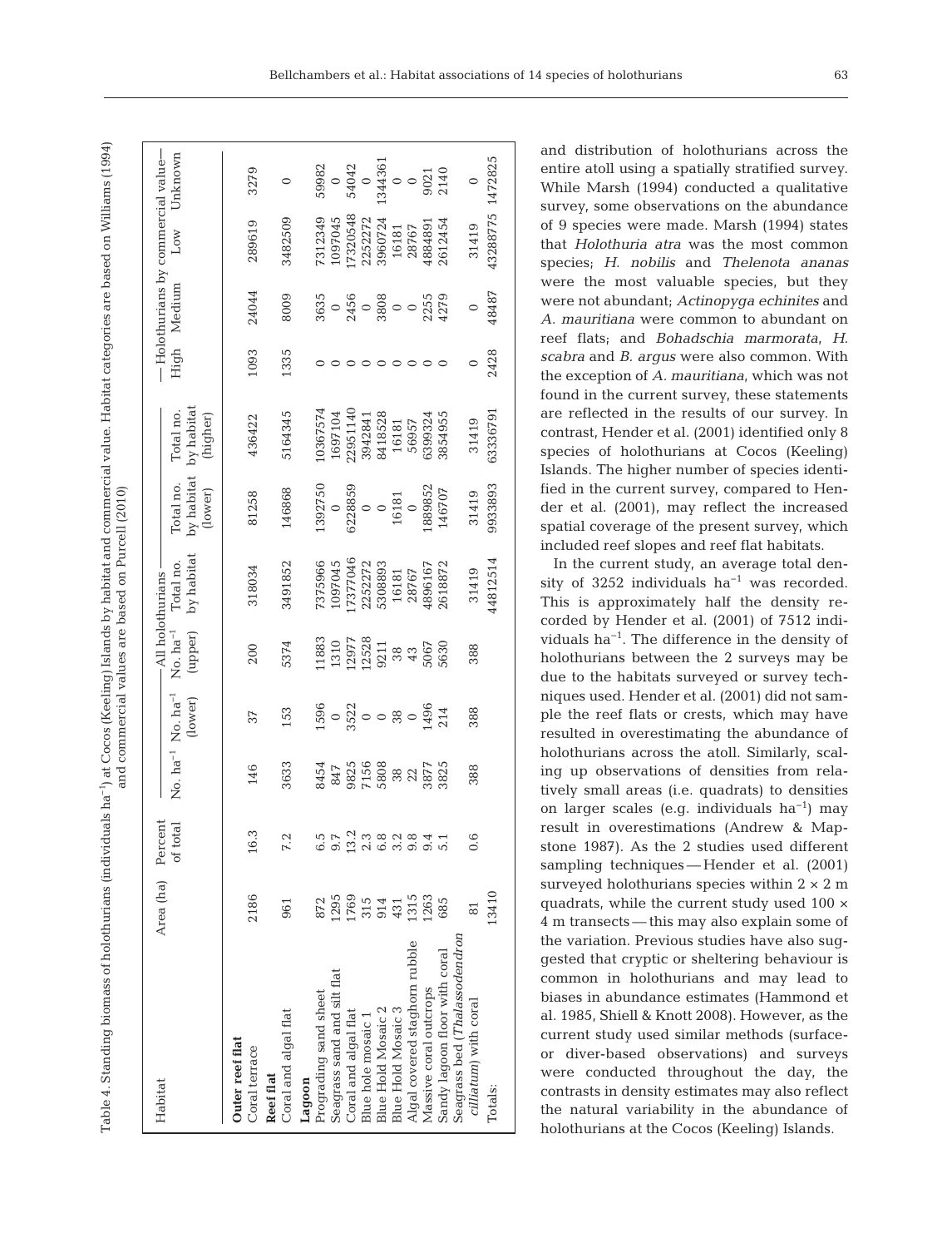Table 4. Standing biomass of holothurians (individuals ha$^{-1}$) at Cocos (Keeling) Islands by habitat and commercial value. Habitat categories are based on Williams (1994) and commercial values are based on Purcell (2010)

| Habitat | Area (ha) | Percent of total | All holothurians | | | | Total no. by habitat (lower) | Total no. by habitat (higher) | Holothurians by commercial value | | | |
|---|---|---|---|---|---|---|---|---|---|---|---|---|
| | | | No. ha$^{-1}$ | No. ha$^{-1}$ (lower) | No. ha$^{-1}$ (upper) | Total no. by habitat | | | High | Medium | Low | Unknown |
| **Outer reef flat** | | | | | | | | | | | | |
| Coral terrace | 2186 | 16.3 | 146 | 37 | 200 | 318034 | 81258 | 436422 | 1093 | 24044 | 289619 | 3279 |
| **Reef flat** | | | | | | | | | | | | |
| Coral and algal flat | 961 | 7.2 | 3633 | 153 | 5374 | 3491852 | 146868 | 5164345 | 1335 | 8009 | 3482509 | 0 |
| **Lagoon** | | | | | | | | | | | | |
| Prograding sand sheet | 872 | 6.5 | 8454 | 1596 | 11883 | 7375966 | 1392750 | 10367574 | 0 | 3635 | 7312349 | 59982 |
| Seagrass sand and silt flat | 1295 | 9.7 | 847 | 0 | 1310 | 1097045 | 0 | 1697104 | 0 | 0 | 1097045 | 0 |
| Coral and algal flat | 1769 | 13.2 | 9825 | 3522 | 12977 | 17377046 | 6228859 | 22951140 | 0 | 2456 | 17320548 | 54042 |
| Blue hole mosaic 1 | 315 | 2.3 | 7156 | 0 | 12528 | 2252272 | 0 | 3942841 | 0 | 0 | 2252272 | 0 |
| Blue Hold Mosaic 2 | 914 | 6.8 | 5808 | 0 | 9211 | 5308893 | 0 | 8418528 | 0 | 3808 | 3960724 | 1344361 |
| Blue Hold Mosaic 3 | 431 | 3.2 | 38 | 38 | 38 | 16181 | 16181 | 16181 | 0 | 0 | 16181 | 0 |
| Algal covered staghorn rubble | 1315 | 9.8 | 22 | 0 | 43 | 28767 | 0 | 56957 | 0 | 0 | 28767 | 0 |
| Massive coral outcrops | 1263 | 9.4 | 3877 | 1496 | 5067 | 4896167 | 1889852 | 6399324 | 0 | 2255 | 4884891 | 9021 |
| Sandy lagoon floor with coral | 685 | 5.1 | 3825 | 214 | 5630 | 2618872 | 146707 | 3854955 | 0 | 4279 | 2612454 | 2140 |
| Seagrass bed (*Thalassodendron cilliatum*) with coral | 81 | 0.6 | 388 | 388 | 388 | 31419 | 31419 | 31419 | 0 | 0 | 31419 | 0 |
| Totals: | 13410 | | | | | 44812514 | 9933893 | 63336791 | 2428 | 48487 | 43288775 | 1472825 |

and distribution of holothurians across the entire atoll using a spatially stratified survey. While Marsh (1994) conducted a qualitative survey, some observations on the abundance of 9 species were made. Marsh (1994) states that *Holothuria atra* was the most common species; *H. nobilis* and *Thelenota ananas* were the most valuable species, but they were not abundant; *Actinopyga echinites* and *A. mauritiana* were common to abundant on reef flats; and *Bohadschia marmorata*, *H. scabra* and *B. argus* were also common. With the exception of *A. mauritiana*, which was not found in the current survey, these statements are reflected in the results of our survey. In contrast, Hender et al. (2001) identified only 8 species of holothurians at Cocos (Keeling) Islands. The higher number of species identified in the current survey, compared to Hender et al. (2001), may reflect the increased spatial coverage of the present survey, which included reef slopes and reef flat habitats.

In the current study, an average total density of 3252 individuals ha$^{-1}$ was recorded. This is approximately half the density recorded by Hender et al. (2001) of 7512 individuals ha$^{-1}$. The difference in the density of holothurians between the 2 surveys may be due to the habitats surveyed or survey techniques used. Hender et al. (2001) did not sample the reef flats or crests, which may have resulted in overestimating the abundance of holothurians across the atoll. Similarly, scaling up observations of densities from relatively small areas (i.e. quadrats) to densities on larger scales (e.g. individuals ha$^{-1}$) may result in overestimations (Andrew & Mapstone 1987). As the 2 studies used different sampling techniques — Hender et al. (2001) surveyed holothurians species within $2 \times 2$ m quadrats, while the current study used $100 \times 4$ m transects — this may also explain some of the variation. Previous studies have also suggested that cryptic or sheltering behaviour is common in holothurians and may lead to biases in abundance estimates (Hammond et al. 1985, Shiell & Knott 2008). However, as the current study used similar methods (surface- or diver-based observations) and surveys were conducted throughout the day, the contrasts in density estimates may also reflect the natural variability in the abundance of holothurians at the Cocos (Keeling) Islands.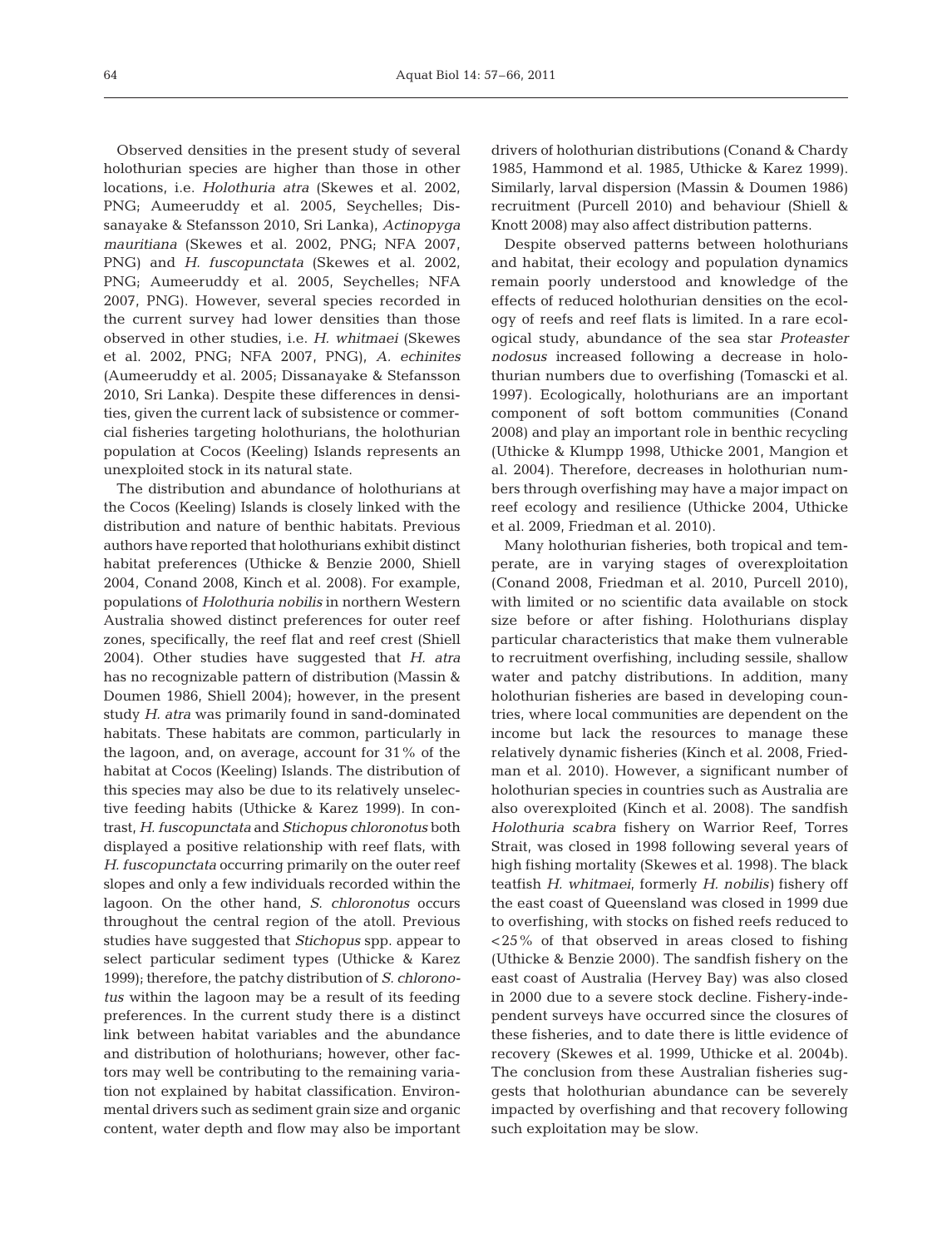Observed densities in the present study of several holothurian species are higher than those in other locations, i.e. *Holothuria atra* (Skewes et al. 2002, PNG; Aumeeruddy et al. 2005, Seychelles; Dissanayake & Stefansson 2010, Sri Lanka), *Actinopyga mauritiana* (Skewes et al. 2002, PNG; NFA 2007, PNG) and *H. fuscopunctata* (Skewes et al. 2002, PNG; Aumeeruddy et al. 2005, Seychelles; NFA 2007, PNG). However, several species recorded in the current survey had lower densities than those observed in other studies, i.e. *H. whitmaei* (Skewes et al. 2002, PNG; NFA 2007, PNG), *A. echinites* (Aumeeruddy et al. 2005; Dissanayake & Stefansson 2010, Sri Lanka). Despite these differences in densities, given the current lack of subsistence or commercial fisheries targeting holothurians, the holothurian population at Cocos (Keeling) Islands represents an unexploited stock in its natural state.

The distribution and abundance of holothurians at the Cocos (Keeling) Islands is closely linked with the distribution and nature of benthic habitats. Previous authors have reported that holothurians exhibit distinct habitat preferences (Uthicke & Benzie 2000, Shiell 2004, Conand 2008, Kinch et al. 2008). For example, populations of *Holothuria nobilis* in northern Western Australia showed distinct preferences for outer reef zones, specifically, the reef flat and reef crest (Shiell 2004). Other studies have suggested that *H. atra* has no recognizable pattern of distribution (Massin & Doumen 1986, Shiell 2004); however, in the present study *H. atra* was primarily found in sand-dominated habitats. These habitats are common, particularly in the lagoon, and, on average, account for 31% of the habitat at Cocos (Keeling) Islands. The distribution of this species may also be due to its relatively unselective feeding habits (Uthicke & Karez 1999). In contrast, *H. fuscopunctata* and *Stichopus chloronotus* both displayed a positive relationship with reef flats, with *H. fuscopunctata* occurring primarily on the outer reef slopes and only a few individuals recorded within the lagoon. On the other hand, *S. chloronotus* occurs throughout the central region of the atoll. Previous studies have suggested that *Stichopus* spp. appear to select particular sediment types (Uthicke & Karez 1999); therefore, the patchy distribution of *S. chloronotus* within the lagoon may be a result of its feeding preferences. In the current study there is a distinct link between habitat variables and the abundance and distribution of holothurians; however, other factors may well be contributing to the remaining variation not explained by habitat classification. Environmental drivers such as sediment grain size and organic content, water depth and flow may also be important drivers of holothurian distributions (Conand & Chardy 1985, Hammond et al. 1985, Uthicke & Karez 1999). Similarly, larval dispersion (Massin & Doumen 1986) recruitment (Purcell 2010) and behaviour (Shiell & Knott 2008) may also affect distribution patterns.

Despite observed patterns between holothurians and habitat, their ecology and population dynamics remain poorly understood and knowledge of the effects of reduced holothurian densities on the ecology of reefs and reef flats is limited. In a rare ecological study, abundance of the sea star *Proteaster nodosus* increased following a decrease in holothurian numbers due to overfishing (Tomascki et al. 1997). Ecologically, holothurians are an important component of soft bottom communities (Conand 2008) and play an important role in benthic recycling (Uthicke & Klumpp 1998, Uthicke 2001, Mangion et al. 2004). Therefore, decreases in holothurian numbers through overfishing may have a major impact on reef ecology and resilience (Uthicke 2004, Uthicke et al. 2009, Friedman et al. 2010).

Many holothurian fisheries, both tropical and temperate, are in varying stages of overexploitation (Conand 2008, Friedman et al. 2010, Purcell 2010), with limited or no scientific data available on stock size before or after fishing. Holothurians display particular characteristics that make them vulnerable to recruitment overfishing, including sessile, shallow water and patchy distributions. In addition, many holothurian fisheries are based in developing countries, where local communities are dependent on the income but lack the resources to manage these relatively dynamic fisheries (Kinch et al. 2008, Friedman et al. 2010). However, a significant number of holothurian species in countries such as Australia are also overexploited (Kinch et al. 2008). The sandfish *Holothuria scabra* fishery on Warrior Reef, Torres Strait, was closed in 1998 following several years of high fishing mortality (Skewes et al. 1998). The black teatfish *H. whitmaei*, formerly *H. nobilis*) fishery off the east coast of Queensland was closed in 1999 due to overfishing, with stocks on fished reefs reduced to <25% of that observed in areas closed to fishing (Uthicke & Benzie 2000). The sandfish fishery on the east coast of Australia (Hervey Bay) was also closed in 2000 due to a severe stock decline. Fishery-independent surveys have occurred since the closures of these fisheries, and to date there is little evidence of recovery (Skewes et al. 1999, Uthicke et al. 2004b). The conclusion from these Australian fisheries suggests that holothurian abundance can be severely impacted by overfishing and that recovery following such exploitation may be slow.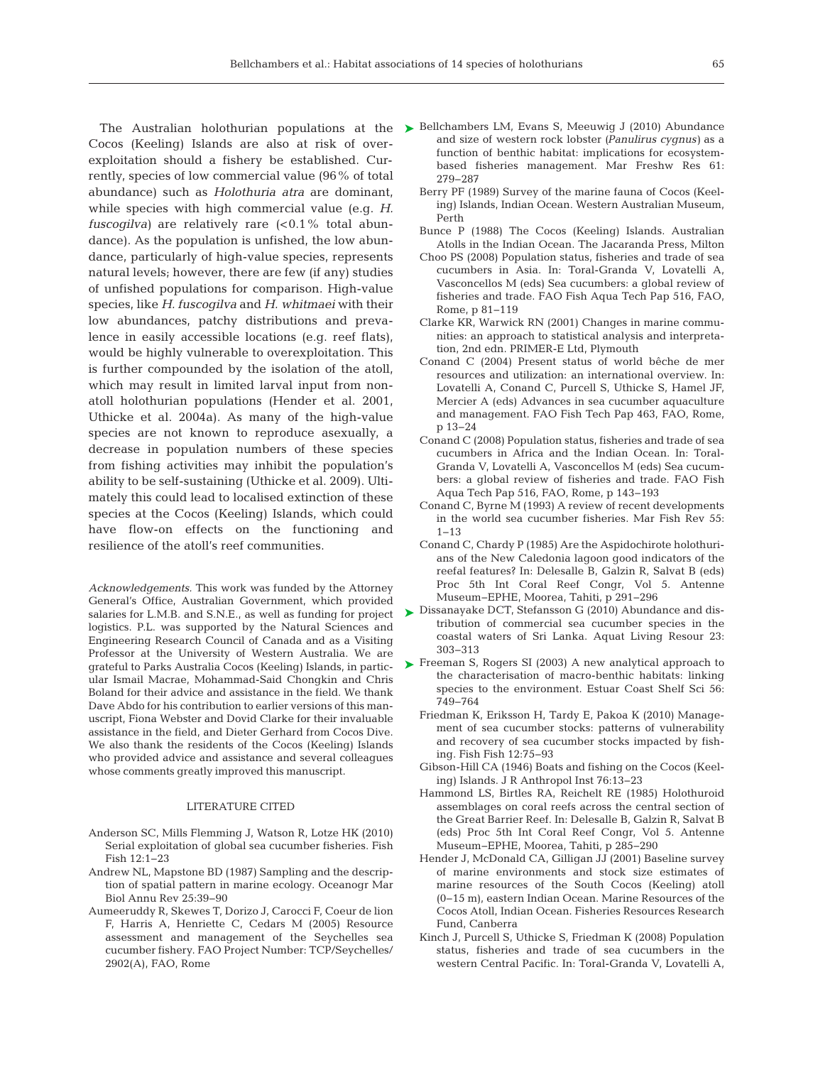The Australian holothurian populations at the Cocos (Keeling) Islands are also at risk of overexploitation should a fishery be established. Currently, species of low commercial value (96% of total abundance) such as *Holothuria atra* are dominant, while species with high commercial value (e.g. *H. fuscogilva*) are relatively rare (<0.1% total abundance). As the population is unfished, the low abundance, particularly of high-value species, represents natural levels; however, there are few (if any) studies of unfished populations for comparison. High-value species, like *H. fuscogilva* and *H. whitmaei* with their low abundances, patchy distributions and prevalence in easily accessible locations (e.g. reef flats), would be highly vulnerable to overexploitation. This is further compounded by the isolation of the atoll, which may result in limited larval input from non-atoll holothurian populations (Hender et al. 2001, Uthicke et al. 2004a). As many of the high-value species are not known to reproduce asexually, a decrease in population numbers of these species from fishing activities may inhibit the population's ability to be self-sustaining (Uthicke et al. 2009). Ultimately this could lead to localised extinction of these species at the Cocos (Keeling) Islands, which could have flow-on effects on the functioning and resilience of the atoll's reef communities.

*Acknowledgements.* This work was funded by the Attorney General's Office, Australian Government, which provided salaries for L.M.B. and S.N.E., as well as funding for project logistics. P.L. was supported by the Natural Sciences and Engineering Research Council of Canada and as a Visiting Professor at the University of Western Australia. We are grateful to Parks Australia Cocos (Keeling) Islands, in particular Ismail Macrae, Mohammad-Said Chongkin and Chris Boland for their advice and assistance in the field. We thank Dave Abdo for his contribution to earlier versions of this manuscript, Fiona Webster and Dovid Clarke for their invaluable assistance in the field, and Dieter Gerhard from Cocos Dive. We also thank the residents of the Cocos (Keeling) Islands who provided advice and assistance and several colleagues whose comments greatly improved this manuscript.

## LITERATURE CITED

- Anderson SC, Mills Flemming J, Watson R, Lotze HK (2010) Serial exploitation of global sea cucumber fisheries. Fish Fish 12:1–23
- Andrew NL, Mapstone BD (1987) Sampling and the description of spatial pattern in marine ecology. Oceanogr Mar Biol Annu Rev 25:39–90
- Aumeeruddy R, Skewes T, Dorizo J, Carocci F, Coeur de lion F, Harris A, Henriette C, Cedars M (2005) Resource assessment and management of the Seychelles sea cucumber fishery. FAO Project Number: TCP/Seychelles/2902(A), FAO, Rome
- Bellchambers LM, Evans S, Meeuwig J (2010) Abundance and size of western rock lobster (*Panulirus cygnus*) as a function of benthic habitat: implications for ecosystem-based fisheries management. Mar Freshw Res 61: 279–287
- Berry PF (1989) Survey of the marine fauna of Cocos (Keeling) Islands, Indian Ocean. Western Australian Museum, Perth
- Bunce P (1988) The Cocos (Keeling) Islands. Australian Atolls in the Indian Ocean. The Jacaranda Press, Milton
- Choo PS (2008) Population status, fisheries and trade of sea cucumbers in Asia. In: Toral-Granda V, Lovatelli A, Vasconcellos M (eds) Sea cucumbers: a global review of fisheries and trade. FAO Fish Aqua Tech Pap 516, FAO, Rome, p 81–119
- Clarke KR, Warwick RN (2001) Changes in marine communities: an approach to statistical analysis and interpretation, 2nd edn. PRIMER-E Ltd, Plymouth
- Conand C (2004) Present status of world bêche de mer resources and utilization: an international overview. In: Lovatelli A, Conand C, Purcell S, Uthicke S, Hamel JF, Mercier A (eds) Advances in sea cucumber aquaculture and management. FAO Fish Tech Pap 463, FAO, Rome, p 13–24
- Conand C (2008) Population status, fisheries and trade of sea cucumbers in Africa and the Indian Ocean. In: Toral-Granda V, Lovatelli A, Vasconcellos M (eds) Sea cucumbers: a global review of fisheries and trade. FAO Fish Aqua Tech Pap 516, FAO, Rome, p 143–193
- Conand C, Byrne M (1993) A review of recent developments in the world sea cucumber fisheries. Mar Fish Rev 55: 1–13
- Conand C, Chardy P (1985) Are the Aspidochirote holothurians of the New Caledonia lagoon good indicators of the reefal features? In: Delesalle B, Galzin R, Salvat B (eds) Proc 5th Int Coral Reef Congr, Vol 5. Antenne Museum–EPHE, Moorea, Tahiti, p 291–296
- Dissanayake DCT, Stefansson G (2010) Abundance and distribution of commercial sea cucumber species in the coastal waters of Sri Lanka. Aquat Living Resour 23: 303–313
- Freeman S, Rogers SI (2003) A new analytical approach to the characterisation of macro-benthic habitats: linking species to the environment. Estuar Coast Shelf Sci 56: 749–764
- Friedman K, Eriksson H, Tardy E, Pakoa K (2010) Management of sea cucumber stocks: patterns of vulnerability and recovery of sea cucumber stocks impacted by fishing. Fish Fish 12:75–93
- Gibson-Hill CA (1946) Boats and fishing on the Cocos (Keeling) Islands. J R Anthropol Inst 76:13–23
- Hammond LS, Birtles RA, Reichelt RE (1985) Holothuroid assemblages on coral reefs across the central section of the Great Barrier Reef. In: Delesalle B, Galzin R, Salvat B (eds) Proc 5th Int Coral Reef Congr, Vol 5. Antenne Museum–EPHE, Moorea, Tahiti, p 285–290
- Hender J, McDonald CA, Gilligan JJ (2001) Baseline survey of marine environments and stock size estimates of marine resources of the South Cocos (Keeling) atoll (0–15 m), eastern Indian Ocean. Marine Resources of the Cocos Atoll, Indian Ocean. Fisheries Resources Research Fund, Canberra
- Kinch J, Purcell S, Uthicke S, Friedman K (2008) Population status, fisheries and trade of sea cucumbers in the western Central Pacific. In: Toral-Granda V, Lovatelli A,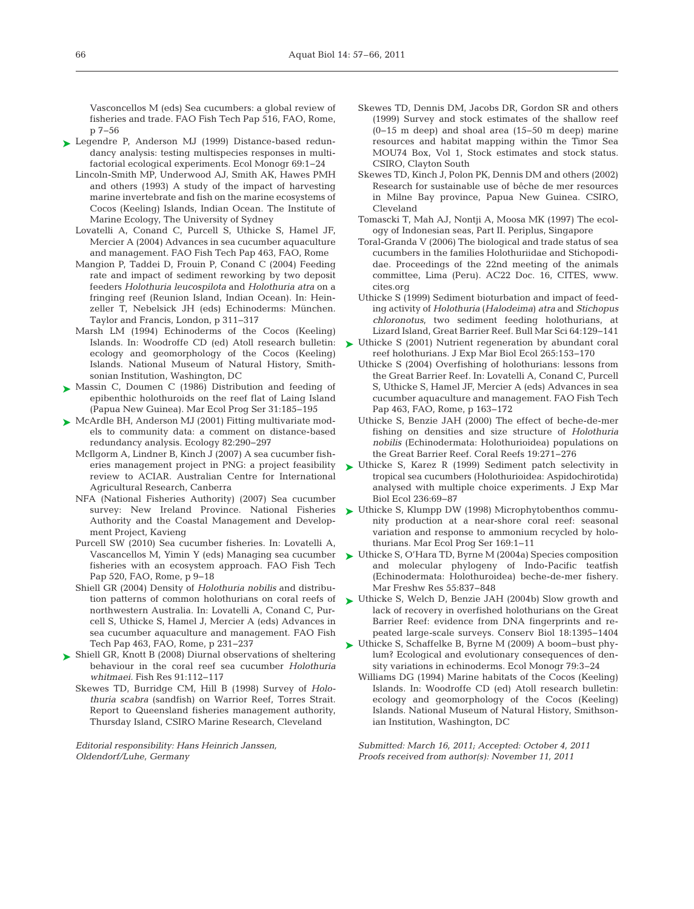Vasconcellos M (eds) Sea cucumbers: a global review of fisheries and trade. FAO Fish Tech Pap 516, FAO, Rome, p 7–56

Legendre P, Anderson MJ (1999) Distance-based redundancy analysis: testing multispecies responses in multifactorial ecological experiments. Ecol Monogr 69:1–24

Lincoln-Smith MP, Underwood AJ, Smith AK, Hawes PMH and others (1993) A study of the impact of harvesting marine invertebrate and fish on the marine ecosystems of Cocos (Keeling) Islands, Indian Ocean. The Institute of Marine Ecology, The University of Sydney

Lovatelli A, Conand C, Purcell S, Uthicke S, Hamel JF, Mercier A (2004) Advances in sea cucumber aquaculture and management. FAO Fish Tech Pap 463, FAO, Rome

Mangion P, Taddei D, Frouin P, Conand C (2004) Feeding rate and impact of sediment reworking by two deposit feeders *Holothuria leucospilota* and *Holothuria atra* on a fringing reef (Reunion Island, Indian Ocean). In: Heinzeller T, Nebelsick JH (eds) Echinoderms: München. Taylor and Francis, London, p 311–317

Marsh LM (1994) Echinoderms of the Cocos (Keeling) Islands. In: Woodroffe CD (ed) Atoll research bulletin: ecology and geomorphology of the Cocos (Keeling) Islands. National Museum of Natural History, Smithsonian Institution, Washington, DC

Massin C, Doumen C (1986) Distribution and feeding of epibenthic holothuroids on the reef flat of Laing Island (Papua New Guinea). Mar Ecol Prog Ser 31:185–195

McArdle BH, Anderson MJ (2001) Fitting multivariate models to community data: a comment on distance-based redundancy analysis. Ecology 82:290–297

McIlgorm A, Lindner B, Kinch J (2007) A sea cucumber fisheries management project in PNG: a project feasibility review to ACIAR. Australian Centre for International Agricultural Research, Canberra

NFA (National Fisheries Authority) (2007) Sea cucumber survey: New Ireland Province. National Fisheries Authority and the Coastal Management and Development Project, Kavieng

Purcell SW (2010) Sea cucumber fisheries. In: Lovatelli A, Vascancellos M, Yimin Y (eds) Managing sea cucumber fisheries with an ecosystem approach. FAO Fish Tech Pap 520, FAO, Rome, p 9–18

Shiell GR (2004) Density of *Holothuria nobilis* and distribution patterns of common holothurians on coral reefs of northwestern Australia. In: Lovatelli A, Conand C, Purcell S, Uthicke S, Hamel J, Mercier A (eds) Advances in sea cucumber aquaculture and management. FAO Fish Tech Pap 463, FAO, Rome, p 231–237

Shiell GR, Knott B (2008) Diurnal observations of sheltering behaviour in the coral reef sea cucumber *Holothuria whitmaei*. Fish Res 91:112–117

Skewes TD, Burridge CM, Hill B (1998) Survey of *Holothuria scabra* (sandfish) on Warrior Reef, Torres Strait. Report to Queensland fisheries management authority, Thursday Island, CSIRO Marine Research, Cleveland

Skewes TD, Dennis DM, Jacobs DR, Gordon SR and others (1999) Survey and stock estimates of the shallow reef (0–15 m deep) and shoal area (15–50 m deep) marine resources and habitat mapping within the Timor Sea MOU74 Box, Vol 1, Stock estimates and stock status. CSIRO, Clayton South

Skewes TD, Kinch J, Polon PK, Dennis DM and others (2002) Research for sustainable use of bêche de mer resources in Milne Bay province, Papua New Guinea. CSIRO, Cleveland

Tomascki T, Mah AJ, Nontji A, Moosa MK (1997) The ecology of Indonesian seas, Part II. Periplus, Singapore

Toral-Granda V (2006) The biological and trade status of sea cucumbers in the families Holothuriidae and Stichopodidae. Proceedings of the 22nd meeting of the animals committee, Lima (Peru). AC22 Doc. 16, CITES, www.cites.org

Uthicke S (1999) Sediment bioturbation and impact of feeding activity of *Holothuria* (*Halodeima*) *atra* and *Stichopus chloronotus*, two sediment feeding holothurians, at Lizard Island, Great Barrier Reef. Bull Mar Sci 64:129–141

Uthicke S (2001) Nutrient regeneration by abundant coral reef holothurians. J Exp Mar Biol Ecol 265:153–170

Uthicke S (2004) Overfishing of holothurians: lessons from the Great Barrier Reef. In: Lovatelli A, Conand C, Purcell S, Uthicke S, Hamel JF, Mercier A (eds) Advances in sea cucumber aquaculture and management. FAO Fish Tech Pap 463, FAO, Rome, p 163–172

Uthicke S, Benzie JAH (2000) The effect of beche-de-mer fishing on densities and size structure of *Holothuria nobilis* (Echinodermata: Holothurioidea) populations on the Great Barrier Reef. Coral Reefs 19:271–276

Uthicke S, Karez R (1999) Sediment patch selectivity in tropical sea cucumbers (Holothurioidea: Aspidochirotida) analysed with multiple choice experiments. J Exp Mar Biol Ecol 236:69–87

Uthicke S, Klumpp DW (1998) Microphytobenthos community production at a near-shore coral reef: seasonal variation and response to ammonium recycled by holothurians. Mar Ecol Prog Ser 169:1–11

Uthicke S, O'Hara TD, Byrne M (2004a) Species composition and molecular phylogeny of Indo-Pacific teatfish (Echinodermata: Holothuroidea) beche-de-mer fishery. Mar Freshw Res 55:837–848

Uthicke S, Welch D, Benzie JAH (2004b) Slow growth and lack of recovery in overfished holothurians on the Great Barrier Reef: evidence from DNA fingerprints and repeated large-scale surveys. Conserv Biol 18:1395–1404

Uthicke S, Schaffelke B, Byrne M (2009) A boom–bust phylum? Ecological and evolutionary consequences of density variations in echinoderms. Ecol Monogr 79:3–24

Williams DG (1994) Marine habitats of the Cocos (Keeling) Islands. In: Woodroffe CD (ed) Atoll research bulletin: ecology and geomorphology of the Cocos (Keeling) Islands. National Museum of Natural History, Smithsonian Institution, Washington, DC

*Editorial responsibility: Hans Heinrich Janssen, Oldendorf/Luhe, Germany*

*Submitted: March 16, 2011; Accepted: October 4, 2011*
*Proofs received from author(s): November 11, 2011*